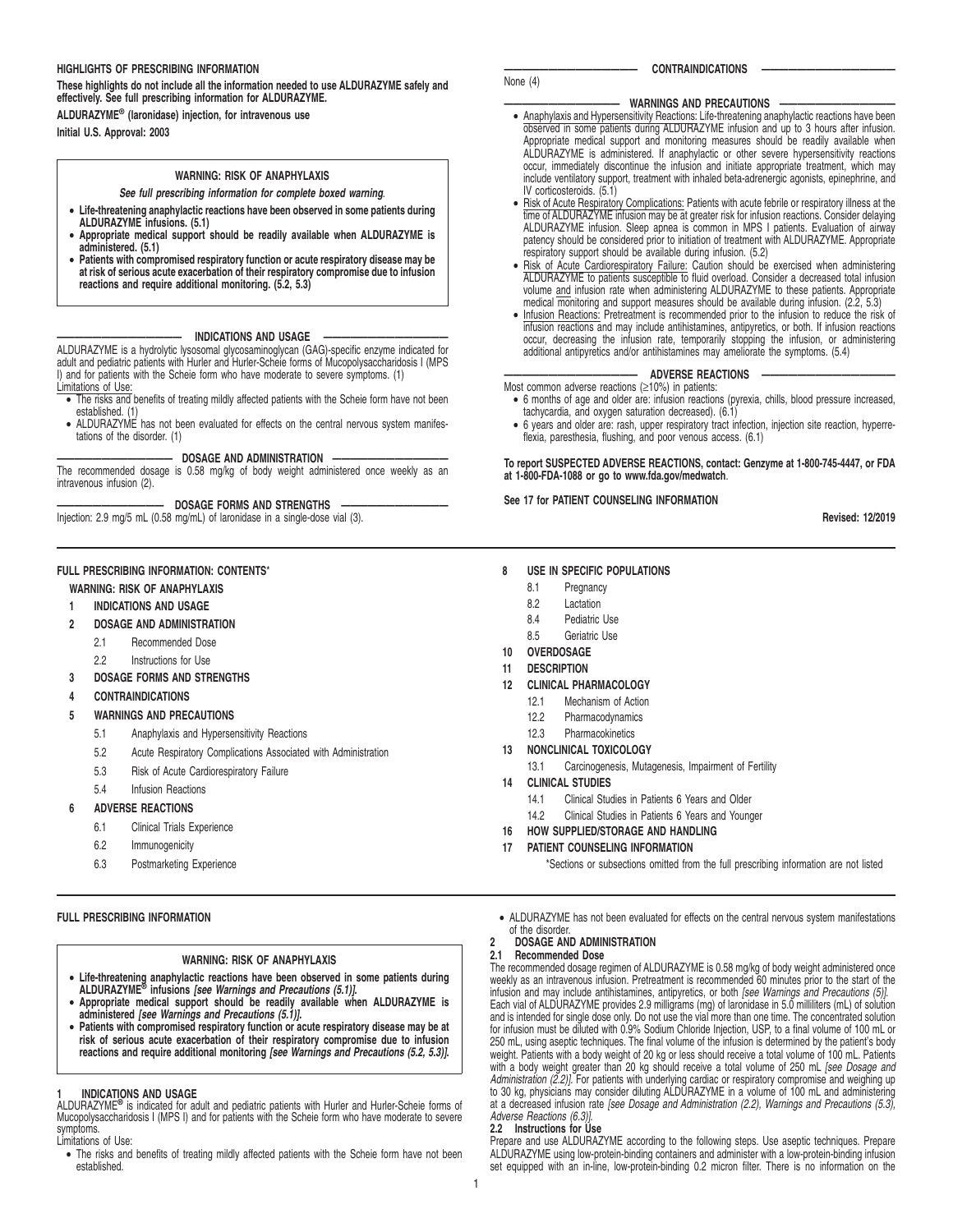## HIGHLIGHTS OF PRESCRIBING INFORMATION

**These highlights do not include all the information needed to use ALDURAZYME safely and effectively. See full prescribing information for ALDURAZYME.**

**ALDURAZYME® (laronidase) injection, for intravenous use**

**Initial U.S. Approval: 2003**

> **WARNING: RISK OF ANAPHYLAXIS**
>
> ***See full prescribing information for complete boxed warning.***
>
> - **Life-threatening anaphylactic reactions have been observed in some patients during ALDURAZYME infusions. (5.1)**
> - **Appropriate medical support should be readily available when ALDURAZYME is administered. (5.1)**
> - **Patients with compromised respiratory function or acute respiratory disease may be at risk of serious acute exacerbation of their respiratory compromise due to infusion reactions and require additional monitoring. (5.2, 5.3)**

### INDICATIONS AND USAGE

ALDURAZYME is a hydrolytic lysosomal glycosaminoglycan (GAG)-specific enzyme indicated for adult and pediatric patients with Hurler and Hurler-Scheie forms of Mucopolysaccharidosis I (MPS I) and for patients with the Scheie form who have moderate to severe symptoms. (1)

Limitations of Use:

- The risks and benefits of treating mildly affected patients with the Scheie form have not been established. (1)
- ALDURAZYME has not been evaluated for effects on the central nervous system manifestations of the disorder. (1)

### DOSAGE AND ADMINISTRATION

The recommended dosage is 0.58 mg/kg of body weight administered once weekly as an intravenous infusion (2).

### DOSAGE FORMS AND STRENGTHS

Injection: 2.9 mg/5 mL (0.58 mg/mL) of laronidase in a single-dose vial (3).

### CONTRAINDICATIONS

None (4)

### WARNINGS AND PRECAUTIONS

- Anaphylaxis and Hypersensitivity Reactions: Life-threatening anaphylactic reactions have been observed in some patients during ALDURAZYME infusion and up to 3 hours after infusion. Appropriate medical support and monitoring measures should be readily available when ALDURAZYME is administered. If anaphylactic or other severe hypersensitivity reactions occur, immediately discontinue the infusion and initiate appropriate treatment, which may include ventilatory support, treatment with inhaled beta-adrenergic agonists, epinephrine, and IV corticosteroids. (5.1)
- Risk of Acute Respiratory Complications: Patients with acute febrile or respiratory illness at the time of ALDURAZYME infusion may be at greater risk for infusion reactions. Consider delaying ALDURAZYME infusion. Sleep apnea is common in MPS I patients. Evaluation of airway patency should be considered prior to initiation of treatment with ALDURAZYME. Appropriate respiratory support should be available during infusion. (5.2)
- Risk of Acute Cardiorespiratory Failure: Caution should be exercised when administering ALDURAZYME to patients susceptible to fluid overload. Consider a decreased total infusion volume and infusion rate when administering ALDURAZYME to these patients. Appropriate medical monitoring and support measures should be available during infusion. (2.2, 5.3)
- Infusion Reactions: Pretreatment is recommended prior to the infusion to reduce the risk of infusion reactions and may include antihistamines, antipyretics, or both. If infusion reactions occur, decreasing the infusion rate, temporarily stopping the infusion, or administering additional antipyretics and/or antihistamines may ameliorate the symptoms. (5.4)

### ADVERSE REACTIONS

Most common adverse reactions (≥10%) in patients:

- 6 months of age and older are: infusion reactions (pyrexia, chills, blood pressure increased, tachycardia, and oxygen saturation decreased). (6.1)
- 6 years and older are: rash, upper respiratory tract infection, injection site reaction, hyperreflexia, paresthesia, flushing, and poor venous access. (6.1)

**To report SUSPECTED ADVERSE REACTIONS, contact: Genzyme at 1-800-745-4447, or FDA at 1-800-FDA-1088 or go to www.fda.gov/medwatch.**

**See 17 for PATIENT COUNSELING INFORMATION**

**Revised: 12/2019**

---

## FULL PRESCRIBING INFORMATION: CONTENTS*

**WARNING: RISK OF ANAPHYLAXIS**

**1 INDICATIONS AND USAGE**

**2 DOSAGE AND ADMINISTRATION**
- 2.1 Recommended Dose
- 2.2 Instructions for Use

**3 DOSAGE FORMS AND STRENGTHS**

**4 CONTRAINDICATIONS**

**5 WARNINGS AND PRECAUTIONS**
- 5.1 Anaphylaxis and Hypersensitivity Reactions
- 5.2 Acute Respiratory Complications Associated with Administration
- 5.3 Risk of Acute Cardiorespiratory Failure
- 5.4 Infusion Reactions

**6 ADVERSE REACTIONS**
- 6.1 Clinical Trials Experience
- 6.2 Immunogenicity
- 6.3 Postmarketing Experience

**8 USE IN SPECIFIC POPULATIONS**
- 8.1 Pregnancy
- 8.2 Lactation
- 8.4 Pediatric Use
- 8.5 Geriatric Use

**10 OVERDOSAGE**

**11 DESCRIPTION**

**12 CLINICAL PHARMACOLOGY**
- 12.1 Mechanism of Action
- 12.2 Pharmacodynamics
- 12.3 Pharmacokinetics

**13 NONCLINICAL TOXICOLOGY**
- 13.1 Carcinogenesis, Mutagenesis, Impairment of Fertility

**14 CLINICAL STUDIES**
- 14.1 Clinical Studies in Patients 6 Years and Older
- 14.2 Clinical Studies in Patients 6 Years and Younger

**16 HOW SUPPLIED/STORAGE AND HANDLING**

**17 PATIENT COUNSELING INFORMATION**

*Sections or subsections omitted from the full prescribing information are not listed

---

## FULL PRESCRIBING INFORMATION

> **WARNING: RISK OF ANAPHYLAXIS**
>
> - **Life-threatening anaphylactic reactions have been observed in some patients during ALDURAZYME® infusions *[see Warnings and Precautions (5.1)]*.**
> - **Appropriate medical support should be readily available when ALDURAZYME is administered *[see Warnings and Precautions (5.1)]*.**
> - **Patients with compromised respiratory function or acute respiratory disease may be at risk of serious acute exacerbation of their respiratory compromise due to infusion reactions and require additional monitoring *[see Warnings and Precautions (5.2, 5.3)]*.**

## 1 INDICATIONS AND USAGE

ALDURAZYME® is indicated for adult and pediatric patients with Hurler and Hurler-Scheie forms of Mucopolysaccharidosis I (MPS I) and for patients with the Scheie form who have moderate to severe symptoms.

Limitations of Use:

- The risks and benefits of treating mildly affected patients with the Scheie form have not been established.
- ALDURAZYME has not been evaluated for effects on the central nervous system manifestations of the disorder.

## 2 DOSAGE AND ADMINISTRATION

### 2.1 Recommended Dose

The recommended dosage regimen of ALDURAZYME is 0.58 mg/kg of body weight administered once weekly as an intravenous infusion. Pretreatment is recommended 60 minutes prior to the start of the infusion and may include antihistamines, antipyretics, or both *[see Warnings and Precautions (5)]*.

Each vial of ALDURAZYME provides 2.9 milligrams (mg) of laronidase in 5.0 milliliters (mL) of solution and is intended for single dose only. Do not use the vial more than one time. The concentrated solution for infusion must be diluted with 0.9% Sodium Chloride Injection, USP, to a final volume of 100 mL or 250 mL, using aseptic techniques. The final volume of the infusion is determined by the patient's body weight. Patients with a body weight of 20 kg or less should receive a total volume of 100 mL. Patients with a body weight greater than 20 kg should receive a total volume of 250 mL *[see Dosage and Administration (2.2)]*. For patients with underlying cardiac or respiratory compromise and weighing up to 30 kg, physicians may consider diluting ALDURAZYME in a volume of 100 mL and administering at a decreased infusion rate *[see Dosage and Administration (2.2), Warnings and Precautions (5.3), Adverse Reactions (6.3)]*.

### 2.2 Instructions for Use

Prepare and use ALDURAZYME according to the following steps. Use aseptic techniques. Prepare ALDURAZYME using low-protein-binding containers and administer with a low-protein-binding infusion set equipped with an in-line, low-protein-binding 0.2 micron filter. There is no information on the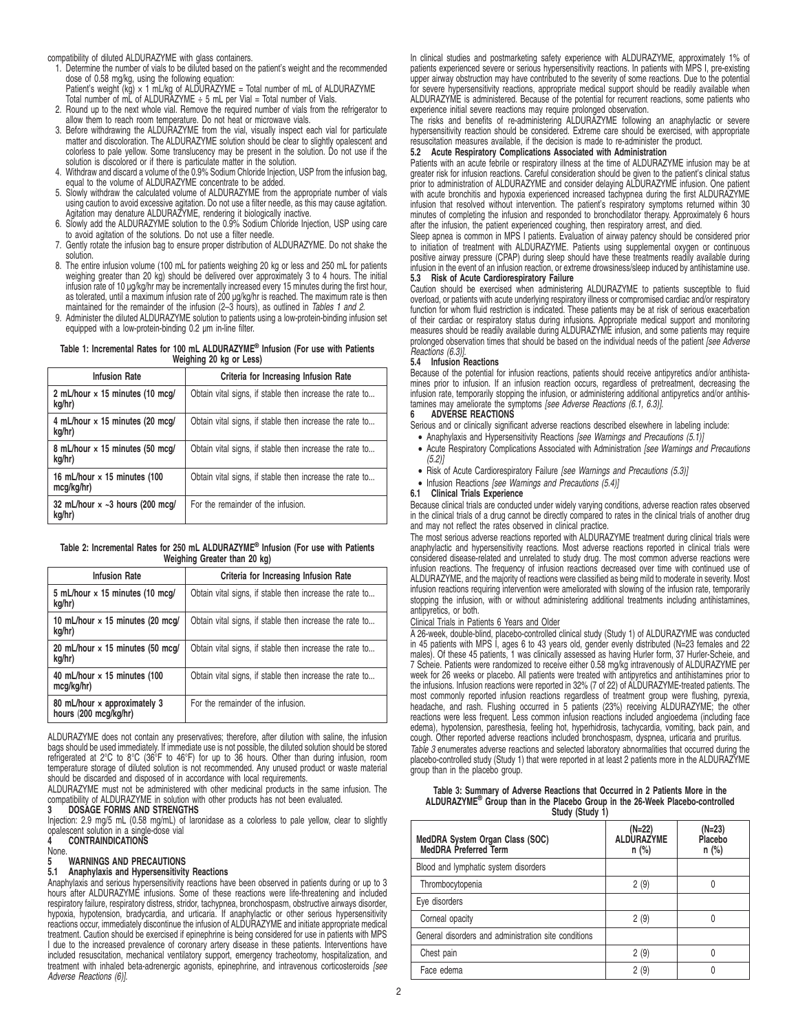compatibility of diluted ALDURAZYME with glass containers.

1. Determine the number of vials to be diluted based on the patient's weight and the recommended dose of 0.58 mg/kg, using the following equation:
   Patient's weight (kg) × 1 mL/kg of ALDURAZYME = Total number of mL of ALDURAZYME
   Total number of mL of ALDURAZYME ÷ 5 mL per Vial = Total number of Vials.
2. Round up to the next whole vial. Remove the required number of vials from the refrigerator to allow them to reach room temperature. Do not heat or microwave vials.
3. Before withdrawing the ALDURAZYME from the vial, visually inspect each vial for particulate matter and discoloration. The ALDURAZYME solution should be clear to slightly opalescent and colorless to pale yellow. Some translucency may be present in the solution. Do not use if the solution is discolored or if there is particulate matter in the solution.
4. Withdraw and discard a volume of the 0.9% Sodium Chloride Injection, USP from the infusion bag, equal to the volume of ALDURAZYME concentrate to be added.
5. Slowly withdraw the calculated volume of ALDURAZYME from the appropriate number of vials using caution to avoid excessive agitation. Do not use a filter needle, as this may cause agitation. Agitation may denature ALDURAZYME, rendering it biologically inactive.
6. Slowly add the ALDURAZYME solution to the 0.9% Sodium Chloride Injection, USP using care to avoid agitation of the solutions. Do not use a filter needle.
7. Gently rotate the infusion bag to ensure proper distribution of ALDURAZYME. Do not shake the solution.
8. The entire infusion volume (100 mL for patients weighing 20 kg or less and 250 mL for patients weighing greater than 20 kg) should be delivered over approximately 3 to 4 hours. The initial infusion rate of 10 µg/kg/hr may be incrementally increased every 15 minutes during the first hour, as tolerated, until a maximum infusion rate of 200 µg/kg/hr is reached. The maximum rate is then maintained for the remainder of the infusion (2–3 hours), as outlined in *Tables 1 and 2*.
9. Administer the diluted ALDURAZYME solution to patients using a low-protein-binding infusion set equipped with a low-protein-binding 0.2 µm in-line filter.

**Table 1: Incremental Rates for 100 mL ALDURAZYME® Infusion (For use with Patients Weighing 20 kg or Less)**

| Infusion Rate | Criteria for Increasing Infusion Rate |
|---|---|
| 2 mL/hour × 15 minutes (10 mcg/kg/hr) | Obtain vital signs, if stable then increase the rate to… |
| 4 mL/hour × 15 minutes (20 mcg/kg/hr) | Obtain vital signs, if stable then increase the rate to… |
| 8 mL/hour × 15 minutes (50 mcg/kg/hr) | Obtain vital signs, if stable then increase the rate to… |
| 16 mL/hour × 15 minutes (100 mcg/kg/hr) | Obtain vital signs, if stable then increase the rate to… |
| 32 mL/hour × ~3 hours (200 mcg/kg/hr) | For the remainder of the infusion. |

**Table 2: Incremental Rates for 250 mL ALDURAZYME® Infusion (For use with Patients Weighing Greater than 20 kg)**

| Infusion Rate | Criteria for Increasing Infusion Rate |
|---|---|
| 5 mL/hour × 15 minutes (10 mcg/kg/hr) | Obtain vital signs, if stable then increase the rate to… |
| 10 mL/hour × 15 minutes (20 mcg/kg/hr) | Obtain vital signs, if stable then increase the rate to… |
| 20 mL/hour × 15 minutes (50 mcg/kg/hr) | Obtain vital signs, if stable then increase the rate to… |
| 40 mL/hour × 15 minutes (100 mcg/kg/hr) | Obtain vital signs, if stable then increase the rate to… |
| 80 mL/hour × approximately 3 hours (200 mcg/kg/hr) | For the remainder of the infusion. |

ALDURAZYME does not contain any preservatives; therefore, after dilution with saline, the infusion bags should be used immediately. If immediate use is not possible, the diluted solution should be stored refrigerated at 2°C to 8°C (36°F to 46°F) for up to 36 hours. Other than during infusion, room temperature storage of diluted solution is not recommended. Any unused product or waste material should be discarded and disposed of in accordance with local requirements.

ALDURAZYME must not be administered with other medicinal products in the same infusion. The compatibility of ALDURAZYME in solution with other products has not been evaluated.

## 3 DOSAGE FORMS AND STRENGTHS

Injection: 2.9 mg/5 mL (0.58 mg/mL) of laronidase as a colorless to pale yellow, clear to slightly opalescent solution in a single-dose vial

## 4 CONTRAINDICATIONS

None.

## 5 WARNINGS AND PRECAUTIONS

### 5.1 Anaphylaxis and Hypersensitivity Reactions

Anaphylaxis and serious hypersensitivity reactions have been observed in patients during or up to 3 hours after ALDURAZYME infusions. Some of these reactions were life-threatening and included respiratory failure, respiratory distress, stridor, tachypnea, bronchospasm, obstructive airways disorder, hypoxia, hypotension, bradycardia, and urticaria. If anaphylactic or other serious hypersensitivity reactions occur, immediately discontinue the infusion of ALDURAZYME and initiate appropriate medical treatment. Caution should be exercised if epinephrine is being considered for use in patients with MPS I due to the increased prevalence of coronary artery disease in these patients. Interventions have included resuscitation, mechanical ventilatory support, emergency tracheotomy, hospitalization, and treatment with inhaled beta-adrenergic agonists, epinephrine, and intravenous corticosteroids *[see Adverse Reactions (6)]*.

In clinical studies and postmarketing safety experience with ALDURAZYME, approximately 1% of patients experienced severe or serious hypersensitivity reactions. In patients with MPS I, pre-existing upper airway obstruction may have contributed to the severity of some reactions. Due to the potential for severe hypersensitivity reactions, appropriate medical support should be readily available when ALDURAZYME is administered. Because of the potential for recurrent reactions, some patients who experience initial severe reactions may require prolonged observation.

The risks and benefits of re-administering ALDURAZYME following an anaphylactic or severe hypersensitivity reaction should be considered. Extreme care should be exercised, with appropriate resuscitation measures available, if the decision is made to re-administer the product.

### 5.2 Acute Respiratory Complications Associated with Administration

Patients with an acute febrile or respiratory illness at the time of ALDURAZYME infusion may be at greater risk for infusion reactions. Careful consideration should be given to the patient's clinical status prior to administration of ALDURAZYME and consider delaying ALDURAZYME infusion. One patient with acute bronchitis and hypoxia experienced increased tachypnea during the first ALDURAZYME infusion that resolved without intervention. The patient's respiratory symptoms returned within 30 minutes of completing the infusion and responded to bronchodilator therapy. Approximately 6 hours after the infusion, the patient experienced coughing, then respiratory arrest, and died.

Sleep apnea is common in MPS I patients. Evaluation of airway patency should be considered prior to initiation of treatment with ALDURAZYME. Patients using supplemental oxygen or continuous positive airway pressure (CPAP) during sleep should have these treatments readily available during infusion in the event of an infusion reaction, or extreme drowsiness/sleep induced by antihistamine use.

### 5.3 Risk of Acute Cardiorespiratory Failure

Caution should be exercised when administering ALDURAZYME to patients susceptible to fluid overload, or patients with acute underlying respiratory illness or compromised cardiac and/or respiratory function for whom fluid restriction is indicated. These patients may be at risk of serious exacerbation of their cardiac or respiratory status during infusions. Appropriate medical support and monitoring measures should be readily available during ALDURAZYME infusion, and some patients may require prolonged observation times that should be based on the individual needs of the patient *[see Adverse Reactions (6.3)]*.

### 5.4 Infusion Reactions

Because of the potential for infusion reactions, patients should receive antipyretics and/or antihistamines prior to infusion. If an infusion reaction occurs, regardless of pretreatment, decreasing the infusion rate, temporarily stopping the infusion, or administering additional antipyretics and/or antihistamines may ameliorate the symptoms *[see Adverse Reactions (6.1, 6.3)]*.

## 6 ADVERSE REACTIONS

Serious and or clinically significant adverse reactions described elsewhere in labeling include:

- Anaphylaxis and Hypersensitivity Reactions *[see Warnings and Precautions (5.1)]*
- Acute Respiratory Complications Associated with Administration *[see Warnings and Precautions (5.2)]*
- Risk of Acute Cardiorespiratory Failure *[see Warnings and Precautions (5.3)]*
- Infusion Reactions *[see Warnings and Precautions (5.4)]*

### 6.1 Clinical Trials Experience

Because clinical trials are conducted under widely varying conditions, adverse reaction rates observed in the clinical trials of a drug cannot be directly compared to rates in the clinical trials of another drug and may not reflect the rates observed in clinical practice.

The most serious adverse reactions reported with ALDURAZYME treatment during clinical trials were anaphylactic and hypersensitivity reactions. Most adverse reactions reported in clinical trials were considered disease-related and unrelated to study drug. The most common adverse reactions were infusion reactions. The frequency of infusion reactions decreased over time with continued use of ALDURAZYME, and the majority of reactions were classified as being mild to moderate in severity. Most infusion reactions requiring intervention were ameliorated with slowing of the infusion rate, temporarily stopping the infusion, with or without administering additional treatments including antihistamines, antipyretics, or both.

Clinical Trials in Patients 6 Years and Older

A 26-week, double-blind, placebo-controlled clinical study (Study 1) of ALDURAZYME was conducted in 45 patients with MPS I, ages 6 to 43 years old, gender evenly distributed (N=23 females and 22 males). Of these 45 patients, 1 was clinically assessed as having Hurler form, 37 Hurler-Scheie, and 7 Scheie. Patients were randomized to receive either 0.58 mg/kg intravenously of ALDURAZYME per week for 26 weeks or placebo. All patients were treated with antipyretics and antihistamines prior to the infusions. Infusion reactions were reported in 32% (7 of 22) of ALDURAZYME-treated patients. The most commonly reported infusion reactions regardless of treatment group were flushing, pyrexia, headache, and rash. Flushing occurred in 5 patients (23%) receiving ALDURAZYME; the other reactions were less frequent. Less common infusion reactions included angioedema (including face edema), hypotension, paresthesia, feeling hot, hyperhidrosis, tachycardia, vomiting, back pain, and cough. Other reported adverse reactions included bronchospasm, dyspnea, urticaria and pruritus.

*Table 3* enumerates adverse reactions and selected laboratory abnormalities that occurred during the placebo-controlled study (Study 1) that were reported in at least 2 patients more in the ALDURAZYME group than in the placebo group.

**Table 3: Summary of Adverse Reactions that Occurred in 2 Patients More in the ALDURAZYME® Group than in the Placebo Group in the 26-Week Placebo-controlled Study (Study 1)**

| MedDRA System Organ Class (SOC) MedDRA Preferred Term | (N=22) ALDURAZYME n (%) | (N=23) Placebo n (%) |
|---|---|---|
| Blood and lymphatic system disorders | | |
| Thrombocytopenia | 2 (9) | 0 |
| Eye disorders | | |
| Corneal opacity | 2 (9) | 0 |
| General disorders and administration site conditions | | |
| Chest pain | 2 (9) | 0 |
| Face edema | 2 (9) | 0 |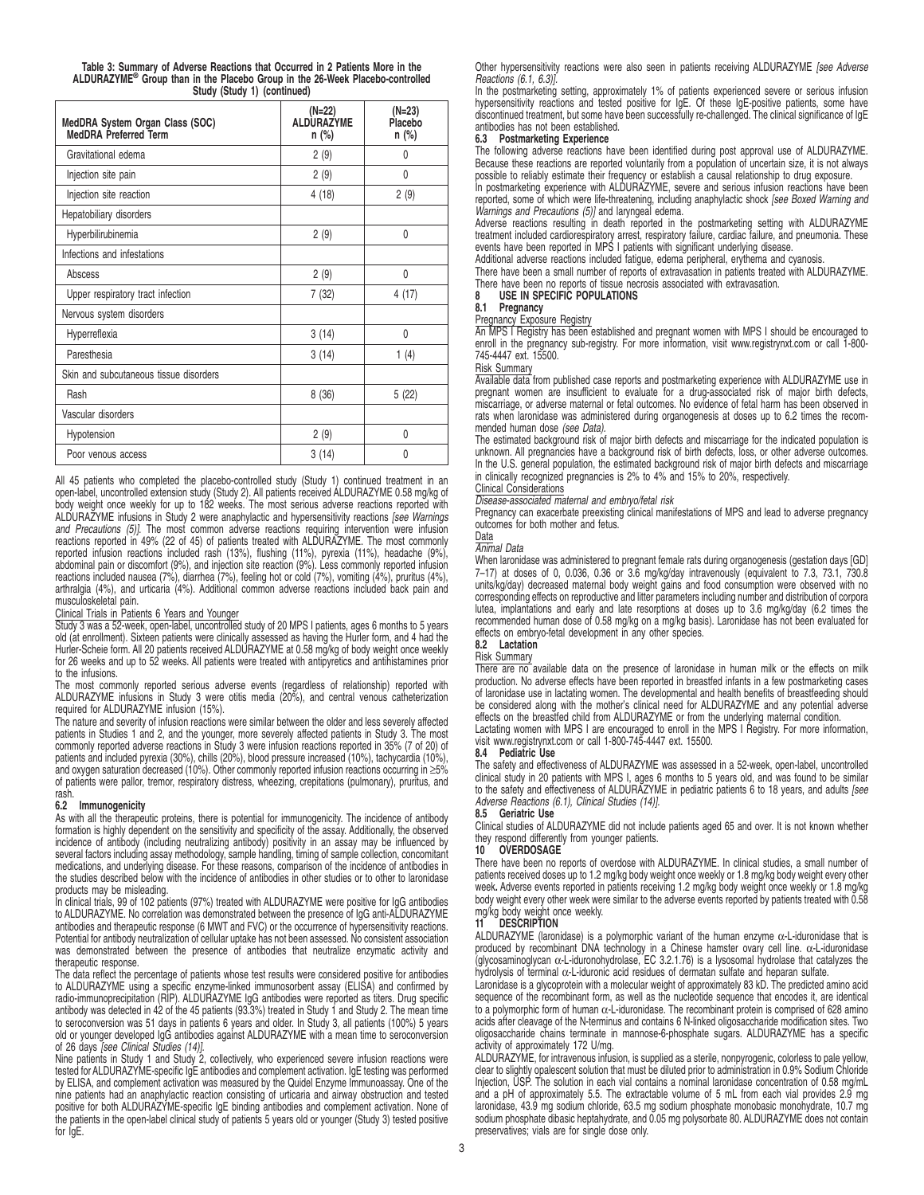**Table 3: Summary of Adverse Reactions that Occurred in 2 Patients More in the ALDURAZYME® Group than in the Placebo Group in the 26-Week Placebo-controlled Study (Study 1) (continued)**

| MedDRA System Organ Class (SOC) MedDRA Preferred Term | (N=22) ALDURAZYME n (%) | (N=23) Placebo n (%) |
|---|---|---|
| Gravitational edema | 2 (9) | 0 |
| Injection site pain | 2 (9) | 0 |
| Injection site reaction | 4 (18) | 2 (9) |
| Hepatobiliary disorders | | |
| Hyperbilirubinemia | 2 (9) | 0 |
| Infections and infestations | | |
| Abscess | 2 (9) | 0 |
| Upper respiratory tract infection | 7 (32) | 4 (17) |
| Nervous system disorders | | |
| Hyperreflexia | 3 (14) | 0 |
| Paresthesia | 3 (14) | 1 (4) |
| Skin and subcutaneous tissue disorders | | |
| Rash | 8 (36) | 5 (22) |
| Vascular disorders | | |
| Hypotension | 2 (9) | 0 |
| Poor venous access | 3 (14) | 0 |

All 45 patients who completed the placebo-controlled study (Study 1) continued treatment in an open-label, uncontrolled extension study (Study 2). All patients received ALDURAZYME 0.58 mg/kg of body weight once weekly for up to 182 weeks. The most serious adverse reactions reported with ALDURAZYME infusions in Study 2 were anaphylactic and hypersensitivity reactions *[see Warnings and Precautions (5)]*. The most common adverse reactions requiring intervention were infusion reactions reported in 49% (22 of 45) of patients treated with ALDURAZYME. The most commonly reported infusion reactions included rash (13%), flushing (11%), pyrexia (11%), headache (9%), abdominal pain or discomfort (9%), and injection site reaction (9%). Less commonly reported infusion reactions included nausea (7%), diarrhea (7%), feeling hot or cold (7%), vomiting (4%), pruritus (4%), arthralgia (4%), and urticaria (4%). Additional common adverse reactions included back pain and musculoskeletal pain.

Clinical Trials in Patients 6 Years and Younger

Study 3 was a 52-week, open-label, uncontrolled study of 20 MPS I patients, ages 6 months to 5 years old (at enrollment). Sixteen patients were clinically assessed as having the Hurler form, and 4 had the Hurler-Scheie form. All 20 patients received ALDURAZYME at 0.58 mg/kg of body weight once weekly for 26 weeks and up to 52 weeks. All patients were treated with antipyretics and antihistamines prior to the infusions.

The most commonly reported serious adverse events (regardless of relationship) reported with ALDURAZYME infusions in Study 3 were otitis media (20%), and central venous catheterization required for ALDURAZYME infusion (15%).

The nature and severity of infusion reactions were similar between the older and less severely affected patients in Studies 1 and 2, and the younger, more severely affected patients in Study 3. The most commonly reported adverse reactions in Study 3 were infusion reactions reported in 35% (7 of 20) of patients and included pyrexia (30%), chills (20%), blood pressure increased (10%), tachycardia (10%), and oxygen saturation decreased (10%). Other commonly reported infusion reactions occurring in ≥5% of patients were pallor, tremor, respiratory distress, wheezing, crepitations (pulmonary), pruritus, and rash.

### 6.2 Immunogenicity

As with all the therapeutic proteins, there is potential for immunogenicity. The incidence of antibody formation is highly dependent on the sensitivity and specificity of the assay. Additionally, the observed incidence of antibody (including neutralizing antibody) positivity in an assay may be influenced by several factors including assay methodology, sample handling, timing of sample collection, concomitant medications, and underlying disease. For these reasons, comparison of the incidence of antibodies in the studies described below with the incidence of antibodies in other studies or to other to laronidase products may be misleading.

In clinical trials, 99 of 102 patients (97%) treated with ALDURAZYME were positive for IgG antibodies to ALDURAZYME. No correlation was demonstrated between the presence of IgG anti-ALDURAZYME antibodies and therapeutic response (6 MWT and FVC) or the occurrence of hypersensitivity reactions. Potential for antibody neutralization of cellular uptake has not been assessed. No consistent association was demonstrated between the presence of antibodies that neutralize enzymatic activity and therapeutic response.

The data reflect the percentage of patients whose test results were considered positive for antibodies to ALDURAZYME using a specific enzyme-linked immunosorbent assay (ELISA) and confirmed by radio-immunoprecipitation (RIP). ALDURAZYME IgG antibodies were reported as titers. Drug specific antibody was detected in 42 of the 45 patients (93.3%) treated in Study 1 and Study 2. The mean time to seroconversion was 51 days in patients 6 years and older. In Study 3, all patients (100%) 5 years old or younger developed IgG antibodies against ALDURAZYME with a mean time to seroconversion of 26 days *[see Clinical Studies (14)]*.

Nine patients in Study 1 and Study 2, collectively, who experienced severe infusion reactions were tested for ALDURAZYME-specific IgE antibodies and complement activation. IgE testing was performed by ELISA, and complement activation was measured by the Quidel Enzyme Immunoassay. One of the nine patients had an anaphylactic reaction consisting of urticaria and airway obstruction and tested positive for both ALDURAZYME-specific IgE binding antibodies and complement activation. None of the patients in the open-label clinical study of patients 5 years old or younger (Study 3) tested positive for IgE.

Other hypersensitivity reactions were also seen in patients receiving ALDURAZYME *[see Adverse Reactions (6.1, 6.3)]*.

In the postmarketing setting, approximately 1% of patients experienced severe or serious infusion hypersensitivity reactions and tested positive for IgE. Of these IgE-positive patients, some have discontinued treatment, but some have been successfully re-challenged. The clinical significance of IgE antibodies has not been established.

### 6.3 Postmarketing Experience

The following adverse reactions have been identified during post approval use of ALDURAZYME. Because these reactions are reported voluntarily from a population of uncertain size, it is not always possible to reliably estimate their frequency or establish a causal relationship to drug exposure.

In postmarketing experience with ALDURAZYME, severe and serious infusion reactions have been reported, some of which were life-threatening, including anaphylactic shock *[see Boxed Warning and Warnings and Precautions (5)]* and laryngeal edema.

Adverse reactions resulting in death reported in the postmarketing setting with ALDURAZYME treatment included cardiorespiratory arrest, respiratory failure, cardiac failure, and pneumonia. These events have been reported in MPS I patients with significant underlying disease.

Additional adverse reactions included fatigue, edema peripheral, erythema and cyanosis.

There have been a small number of reports of extravasation in patients treated with ALDURAZYME. There have been no reports of tissue necrosis associated with extravasation.

## 8 USE IN SPECIFIC POPULATIONS

### 8.1 Pregnancy

Pregnancy Exposure Registry

An MPS I Registry has been established and pregnant women with MPS I should be encouraged to enroll in the pregnancy sub-registry. For more information, visit www.registrynxt.com or call 1-800-745-4447 ext. 15500.

Risk Summary

Available data from published case reports and postmarketing experience with ALDURAZYME use in pregnant women are insufficient to evaluate for a drug-associated risk of major birth defects, miscarriage, or adverse maternal or fetal outcomes. No evidence of fetal harm has been observed in rats when laronidase was administered during organogenesis at doses up to 6.2 times the recommended human dose *(see Data)*.

The estimated background risk of major birth defects and miscarriage for the indicated population is unknown. All pregnancies have a background risk of birth defects, loss, or other adverse outcomes. In the U.S. general population, the estimated background risk of major birth defects and miscarriage in clinically recognized pregnancies is 2% to 4% and 15% to 20%, respectively.

Clinical Considerations

*Disease-associated maternal and embryo/fetal risk*

Pregnancy can exacerbate preexisting clinical manifestations of MPS and lead to adverse pregnancy outcomes for both mother and fetus.

Data

*Animal Data*

When laronidase was administered to pregnant female rats during organogenesis (gestation days [GD] 7–17) at doses of 0, 0.036, 0.36 or 3.6 mg/kg/day intravenously (equivalent to 7.3, 73.1, 730.8 units/kg/day) decreased maternal body weight gains and food consumption were observed with no corresponding effects on reproductive and litter parameters including number and distribution of corpora lutea, implantations and early and late resorptions at doses up to 3.6 mg/kg/day (6.2 times the recommended human dose of 0.58 mg/kg on a mg/kg basis). Laronidase has not been evaluated for effects on embryo-fetal development in any other species.

### 8.2 Lactation

Risk Summary

There are no available data on the presence of laronidase in human milk or the effects on milk production. No adverse effects have been reported in breastfed infants in a few postmarketing cases of laronidase use in lactating women. The developmental and health benefits of breastfeeding should be considered along with the mother's clinical need for ALDURAZYME and any potential adverse effects on the breastfed child from ALDURAZYME or from the underlying maternal condition.

Lactating women with MPS I are encouraged to enroll in the MPS I Registry. For more information, visit www.registrynxt.com or call 1-800-745-4447 ext. 15500.

### 8.4 Pediatric Use

The safety and effectiveness of ALDURAZYME was assessed in a 52-week, open-label, uncontrolled clinical study in 20 patients with MPS I, ages 6 months to 5 years old, and was found to be similar to the safety and effectiveness of ALDURAZYME in pediatric patients 6 to 18 years, and adults *[see Adverse Reactions (6.1), Clinical Studies (14)]*.

### 8.5 Geriatric Use

Clinical studies of ALDURAZYME did not include patients aged 65 and over. It is not known whether they respond differently from younger patients.

## 10 OVERDOSAGE

There have been no reports of overdose with ALDURAZYME. In clinical studies, a small number of patients received doses up to 1.2 mg/kg body weight once weekly or 1.8 mg/kg body weight every other week. Adverse events reported in patients receiving 1.2 mg/kg body weight once weekly or 1.8 mg/kg body weight every other week were similar to the adverse events reported by patients treated with 0.58 mg/kg body weight once weekly.

## 11 DESCRIPTION

ALDURAZYME (laronidase) is a polymorphic variant of the human enzyme α-L-iduronidase that is produced by recombinant DNA technology in a Chinese hamster ovary cell line. α-L-iduronidase (glycosaminoglycan α-L-iduronohydrolase, EC 3.2.1.76) is a lysosomal hydrolase that catalyzes the hydrolysis of terminal α-L-iduronic acid residues of dermatan sulfate and heparan sulfate.

Laronidase is a glycoprotein with a molecular weight of approximately 83 kD. The predicted amino acid sequence of the recombinant form, as well as the nucleotide sequence that encodes it, are identical to a polymorphic form of human α-L-iduronidase. The recombinant protein is comprised of 628 amino acids after cleavage of the N-terminus and contains 6 N-linked oligosaccharide modification sites. Two oligosaccharide chains terminate in mannose-6-phosphate sugars. ALDURAZYME has a specific activity of approximately 172 U/mg.

ALDURAZYME, for intravenous infusion, is supplied as a sterile, nonpyrogenic, colorless to pale yellow, clear to slightly opalescent solution that must be diluted prior to administration in 0.9% Sodium Chloride Injection, USP. The solution in each vial contains a nominal laronidase concentration of 0.58 mg/mL and a pH of approximately 5.5. The extractable volume of 5 mL from each vial provides 2.9 mg laronidase, 43.9 mg sodium chloride, 63.5 mg sodium phosphate monobasic monohydrate, 10.7 mg sodium phosphate dibasic heptahydrate, and 0.05 mg polysorbate 80. ALDURAZYME does not contain preservatives; vials are for single dose only.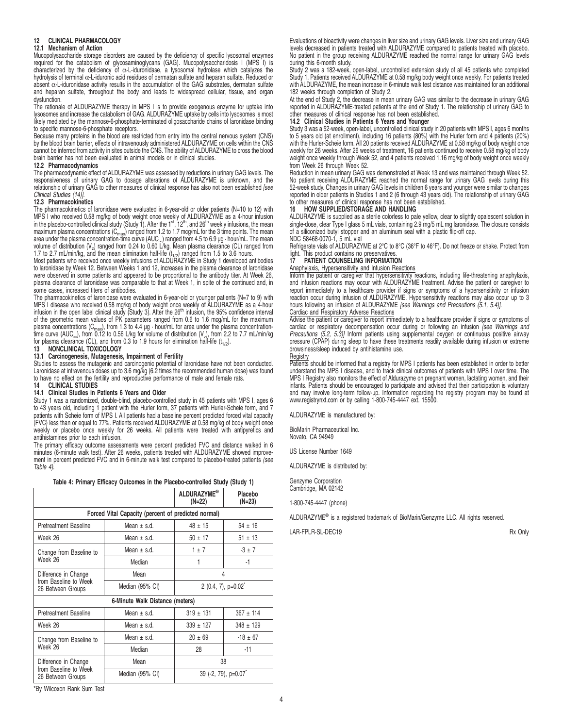## 12 CLINICAL PHARMACOLOGY

### 12.1 Mechanism of Action

Mucopolysaccharide storage disorders are caused by the deficiency of specific lysosomal enzymes required for the catabolism of glycosaminoglycans (GAG). Mucopolysaccharidosis I (MPS I) is characterized by the deficiency of α-L-iduronidase, a lysosomal hydrolase which catalyzes the hydrolysis of terminal α-L-iduronic acid residues of dermatan sulfate and heparan sulfate. Reduced or absent α-L-iduronidase activity results in the accumulation of the GAG substrates, dermatan sulfate and heparan sulfate, throughout the body and leads to widespread cellular, tissue, and organ dysfunction.

The rationale of ALDURAZYME therapy in MPS I is to provide exogenous enzyme for uptake into lysosomes and increase the catabolism of GAG. ALDURAZYME uptake by cells into lysosomes is most likely mediated by the mannose-6-phosphate-terminated oligosaccharide chains of laronidase binding to specific mannose-6-phosphate receptors.

Because many proteins in the blood are restricted from entry into the central nervous system (CNS) by the blood brain barrier, effects of intravenously administered ALDURAZYME on cells within the CNS cannot be inferred from activity in sites outside the CNS. The ability of ALDURAZYME to cross the blood brain barrier has not been evaluated in animal models or in clinical studies.

### 12.2 Pharmacodynamics

The pharmacodynamic effect of ALDURAZYME was assessed by reductions in urinary GAG levels. The responsiveness of urinary GAG to dosage alterations of ALDURAZYME is unknown, and the relationship of urinary GAG to other measures of clinical response has also not been established *[see Clinical Studies (14)]*.

### 12.3 Pharmacokinetics

The pharmacokinetics of laronidase were evaluated in 6-year-old or older patients (N=10 to 12) with MPS I who received 0.58 mg/kg of body weight once weekly of ALDURAZYME as a 4-hour infusion in the placebo-controlled clinical study (Study 1). After the 1st, 12th, and 26th weekly infusions, the mean maximum plasma concentrations ($C_{max}$) ranged from 1.2 to 1.7 mcg/mL for the 3 time points. The mean area under the plasma concentration-time curve ($AUC_{\infty}$) ranged from 4.5 to 6.9 µg · hour/mL. The mean volume of distribution ($V_z$) ranged from 0.24 to 0.60 L/kg. Mean plasma clearance (CL) ranged from 1.7 to 2.7 mL/min/kg, and the mean elimination half-life ($t_{1/2}$) ranged from 1.5 to 3.6 hours.

Most patients who received once weekly infusions of ALDURAZYME in Study 1 developed antibodies to laronidase by Week 12. Between Weeks 1 and 12, increases in the plasma clearance of laronidase were observed in some patients and appeared to be proportional to the antibody titer. At Week 26, plasma clearance of laronidase was comparable to that at Week 1, in spite of the continued and, in some cases, increased titers of antibodies.

The pharmacokinetics of laronidase were evaluated in 6-year-old or younger patients (N=7 to 9) with MPS I disease who received 0.58 mg/kg of body weight once weekly of ALDURAZYME as a 4-hour infusion in the open label clinical study (Study 3). After the 26th infusion, the 95% confidence interval of the geometric mean values of PK parameters ranged from 0.6 to 1.6 mcg/mL for the maximum plasma concentrations ($C_{max}$), from 1.3 to 4.4 µg · hour/mL for area under the plasma concentration-time curve ($AUC_{\infty}$), from 0.12 to 0.56 L/kg for volume of distribution ($V_z$), from 2.2 to 7.7 mL/min/kg for plasma clearance (CL), and from 0.3 to 1.9 hours for elimination half-life ($t_{1/2}$).

## 13 NONCLINICAL TOXICOLOGY

### 13.1 Carcinogenesis, Mutagenesis, Impairment of Fertility

Studies to assess the mutagenic and carcinogenic potential of laronidase have not been conducted. Laronidase at intravenous doses up to 3.6 mg/kg (6.2 times the recommended human dose) was found to have no effect on the fertility and reproductive performance of male and female rats.

## 14 CLINICAL STUDIES

### 14.1 Clinical Studies in Patients 6 Years and Older

Study 1 was a randomized, double-blind, placebo-controlled study in 45 patients with MPS I, ages 6 to 43 years old, including 1 patient with the Hurler form, 37 patients with Hurler-Scheie form, and 7 patients with Scheie form of MPS I. All patients had a baseline percent predicted forced vital capacity (FVC) less than or equal to 77%. Patients received ALDURAZYME at 0.58 mg/kg of body weight once weekly or placebo once weekly for 26 weeks. All patients were treated with antipyretics and antihistamines prior to each infusion.

The primary efficacy outcome assessments were percent predicted FVC and distance walked in 6 minutes (6-minute walk test). After 26 weeks, patients treated with ALDURAZYME showed improvement in percent predicted FVC and in 6-minute walk test compared to placebo-treated patients *(see Table 4)*.

**Table 4: Primary Efficacy Outcomes in the Placebo-controlled Study (Study 1)**

| | | ALDURAZYME® (N=22) | Placebo (N=23) |
|---|---|---|---|
| **Forced Vital Capacity (percent of predicted normal)** | | | |
| Pretreatment Baseline | Mean ± s.d. | 48 ± 15 | 54 ± 16 |
| Week 26 | Mean ± s.d. | 50 ± 17 | 51 ± 13 |
| Change from Baseline to Week 26 | Mean ± s.d. | 1 ± 7 | -3 ± 7 |
| | Median | 1 | -1 |
| Difference in Change from Baseline to Week 26 Between Groups | Mean | 4 | |
| | Median (95% CI) | 2 (0.4, 7), p=0.02* | |
| **6-Minute Walk Distance (meters)** | | | |
| Pretreatment Baseline | Mean ± s.d. | 319 ± 131 | 367 ± 114 |
| Week 26 | Mean ± s.d. | 339 ± 127 | 348 ± 129 |
| Change from Baseline to Week 26 | Mean ± s.d. | 20 ± 69 | -18 ± 67 |
| | Median | 28 | -11 |
| Difference in Change from Baseline to Week 26 Between Groups | Mean | 38 | |
| | Median (95% CI) | 39 (-2, 79), p=0.07* | |

*By Wilcoxon Rank Sum Test

Evaluations of bioactivity were changes in liver size and urinary GAG levels. Liver size and urinary GAG levels decreased in patients treated with ALDURAZYME compared to patients treated with placebo. No patient in the group receiving ALDURAZYME reached the normal range for urinary GAG levels during this 6-month study.

Study 2 was a 182-week, open-label, uncontrolled extension study of all 45 patients who completed Study 1. Patients received ALDURAZYME at 0.58 mg/kg body weight once weekly. For patients treated with ALDURAZYME, the mean increase in 6-minute walk test distance was maintained for an additional 182 weeks through completion of Study 2.

At the end of Study 2, the decrease in mean urinary GAG was similar to the decrease in urinary GAG reported in ALDURAZYME-treated patients at the end of Study 1. The relationship of urinary GAG to other measures of clinical response has not been established.

### 14.2 Clinical Studies in Patients 6 Years and Younger

Study 3 was a 52-week, open-label, uncontrolled clinical study in 20 patients with MPS I, ages 6 months to 5 years old (at enrollment), including 16 patients (80%) with the Hurler form and 4 patients (20%) with the Hurler-Scheie form. All 20 patients received ALDURAZYME at 0.58 mg/kg of body weight once weekly for 26 weeks. After 26 weeks of treatment, 16 patients continued to receive 0.58 mg/kg of body weight once weekly through Week 52, and 4 patients received 1.16 mg/kg of body weight once weekly from Week 26 through Week 52.

Reduction in mean urinary GAG was demonstrated at Week 13 and was maintained through Week 52. No patient receiving ALDURAZYME reached the normal range for urinary GAG levels during this 52-week study. Changes in urinary GAG levels in children 6 years and younger were similar to changes reported in older patients in Studies 1 and 2 (6 through 43 years old). The relationship of urinary GAG to other measures of clinical response has not been established.

## 16 HOW SUPPLIED/STORAGE AND HANDLING

ALDURAZYME is supplied as a sterile colorless to pale yellow, clear to slightly opalescent solution in single-dose, clear Type I glass 5 mL vials, containing 2.9 mg/5 mL mg laronidase. The closure consists of a siliconized butyl stopper and an aluminum seal with a plastic flip-off cap.

NDC 58468-0070-1, 5 mL vial

Refrigerate vials of ALDURAZYME at 2°C to 8°C (36°F to 46°F). Do not freeze or shake. Protect from light. This product contains no preservatives.

## 17 PATIENT COUNSELING INFORMATION

Anaphylaxis, Hypersensitivity and Infusion Reactions

Inform the patient or caregiver that hypersensitivity reactions, including life-threatening anaphylaxis, and infusion reactions may occur with ALDURAZYME treatment. Advise the patient or caregiver to report immediately to a healthcare provider if signs or symptoms of a hypersensitivity or infusion reaction occur during infusion of ALDURAZYME. Hypersensitivity reactions may also occur up to 3 hours following an infusion of ALDURAZYME *[see Warnings and Precautions (5.1, 5.4)]*.

Cardiac and Respiratory Adverse Reactions

Advise the patient or caregiver to report immediately to a healthcare provider if signs or symptoms of cardiac or respiratory decompensation occur during or following an infusion *[see Warnings and Precautions (5.2, 5.3)]* Inform patients using supplemental oxygen or continuous positive airway pressure (CPAP) during sleep to have these treatments readily available during infusion or extreme drowsiness/sleep induced by antihistamine use.

Registry

Patients should be informed that a registry for MPS I patients has been established in order to better understand the MPS I disease, and to track clinical outcomes of patients with MPS I over time. The MPS I Registry also monitors the effect of Aldurazyme on pregnant women, lactating women, and their infants. Patients should be encouraged to participate and advised that their participation is voluntary and may involve long-term follow-up. Information regarding the registry program may be found at www.registrynxt.com or by calling 1-800-745-4447 ext. 15500.

ALDURAZYME is manufactured by:

BioMarin Pharmaceutical Inc.
Novato, CA 94949

US License Number 1649

ALDURAZYME is distributed by:

Genzyme Corporation
Cambridge, MA 02142

1-800-745-4447 (phone)

ALDURAZYME® is a registered trademark of BioMarin/Genzyme LLC. All rights reserved.

LAR-FPLR-SL-DEC19 Rx Only